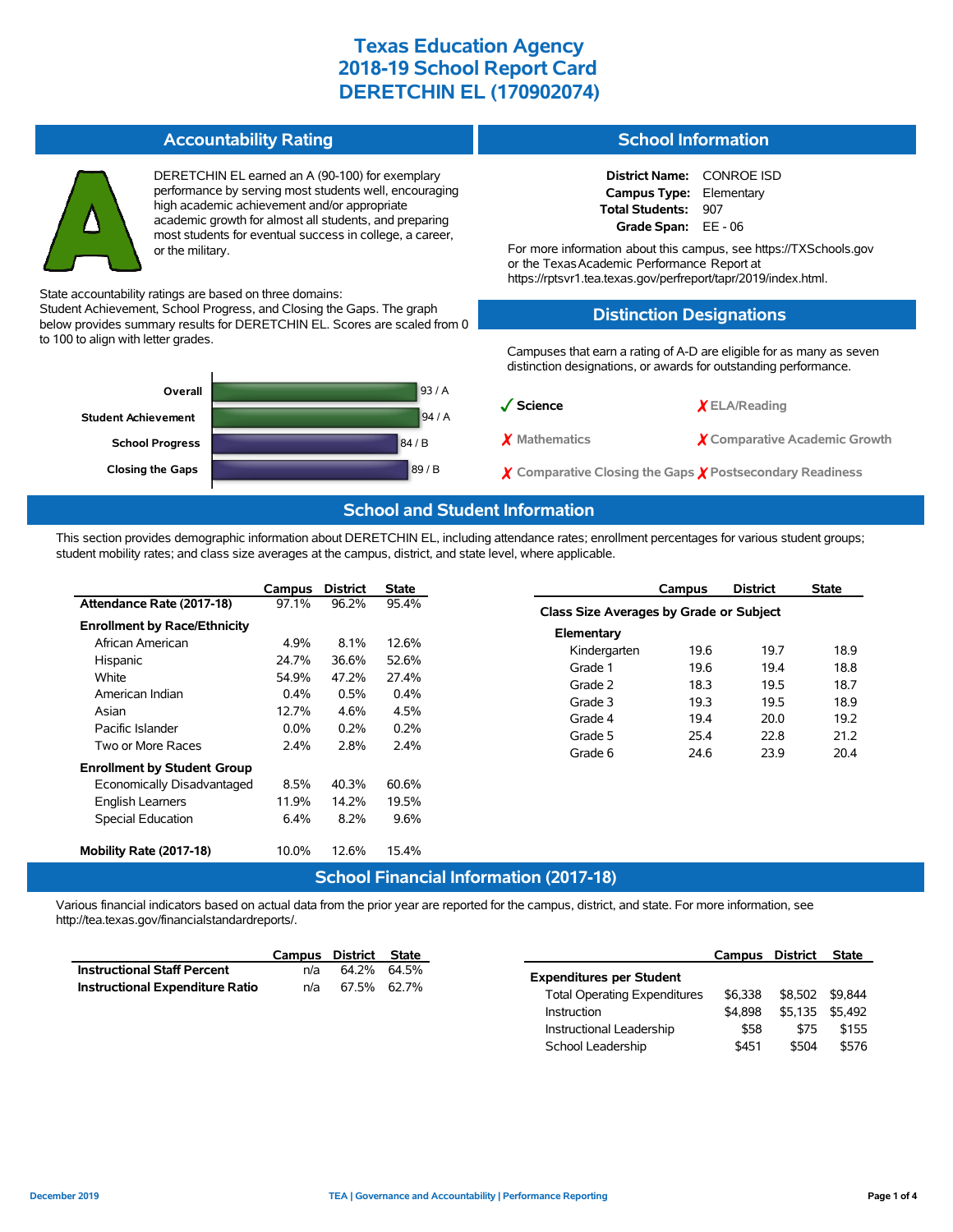# Texas Education Agency
# 2018-19 School Report Card
# DERETCHIN EL (170902074)

## Accountability Rating

A

DERETCHIN EL earned an A (90-100) for exemplary performance by serving most students well, encouraging high academic achievement and/or appropriate academic growth for almost all students, and preparing most students for eventual success in college, a career, or the military.

State accountability ratings are based on three domains: Student Achievement, School Progress, and Closing the Gaps. The graph below provides summary results for DERETCHIN EL. Scores are scaled from 0 to 100 to align with letter grades.

| Domain | Score |
|---|---|
| Overall | 93 / A |
| Student Achievement | 94 / A |
| School Progress | 84 / B |
| Closing the Gaps | 89 / B |

## School Information

**District Name:** CONROE ISD
**Campus Type:** Elementary
**Total Students:** 907
**Grade Span:** EE - 06

For more information about this campus, see https://TXSchools.gov or the Texas Academic Performance Report at https://rptsvr1.tea.texas.gov/perfreport/tapr/2019/index.html.

## Distinction Designations

Campuses that earn a rating of A-D are eligible for as many as seven distinction designations, or awards for outstanding performance.

- ✓ Science
- ✗ ELA/Reading
- ✗ Mathematics
- ✗ Comparative Academic Growth
- ✗ Comparative Closing the Gaps
- ✗ Postsecondary Readiness

## School and Student Information

This section provides demographic information about DERETCHIN EL, including attendance rates; enrollment percentages for various student groups; student mobility rates; and class size averages at the campus, district, and state level, where applicable.

| | Campus | District | State |
|---|---|---|---|
| **Attendance Rate (2017-18)** | 97.1% | 96.2% | 95.4% |
| **Enrollment by Race/Ethnicity** | | | |
| African American | 4.9% | 8.1% | 12.6% |
| Hispanic | 24.7% | 36.6% | 52.6% |
| White | 54.9% | 47.2% | 27.4% |
| American Indian | 0.4% | 0.5% | 0.4% |
| Asian | 12.7% | 4.6% | 4.5% |
| Pacific Islander | 0.0% | 0.2% | 0.2% |
| Two or More Races | 2.4% | 2.8% | 2.4% |
| **Enrollment by Student Group** | | | |
| Economically Disadvantaged | 8.5% | 40.3% | 60.6% |
| English Learners | 11.9% | 14.2% | 19.5% |
| Special Education | 6.4% | 8.2% | 9.6% |
| **Mobility Rate (2017-18)** | 10.0% | 12.6% | 15.4% |

| | Campus | District | State |
|---|---|---|---|
| **Class Size Averages by Grade or Subject** | | | |
| **Elementary** | | | |
| Kindergarten | 19.6 | 19.7 | 18.9 |
| Grade 1 | 19.6 | 19.4 | 18.8 |
| Grade 2 | 18.3 | 19.5 | 18.7 |
| Grade 3 | 19.3 | 19.5 | 18.9 |
| Grade 4 | 19.4 | 20.0 | 19.2 |
| Grade 5 | 25.4 | 22.8 | 21.2 |
| Grade 6 | 24.6 | 23.9 | 20.4 |

## School Financial Information (2017-18)

Various financial indicators based on actual data from the prior year are reported for the campus, district, and state. For more information, see http://tea.texas.gov/financialstandardreports/.

| | Campus | District | State |
|---|---|---|---|
| **Instructional Staff Percent** | n/a | 64.2% | 64.5% |
| **Instructional Expenditure Ratio** | n/a | 67.5% | 62.7% |

| | Campus | District | State |
|---|---|---|---|
| **Expenditures per Student** | | | |
| Total Operating Expenditures | $6,338 | $8,502 | $9,844 |
| Instruction | $4,898 | $5,135 | $5,492 |
| Instructional Leadership | $58 | $75 | $155 |
| School Leadership | $451 | $504 | $576 |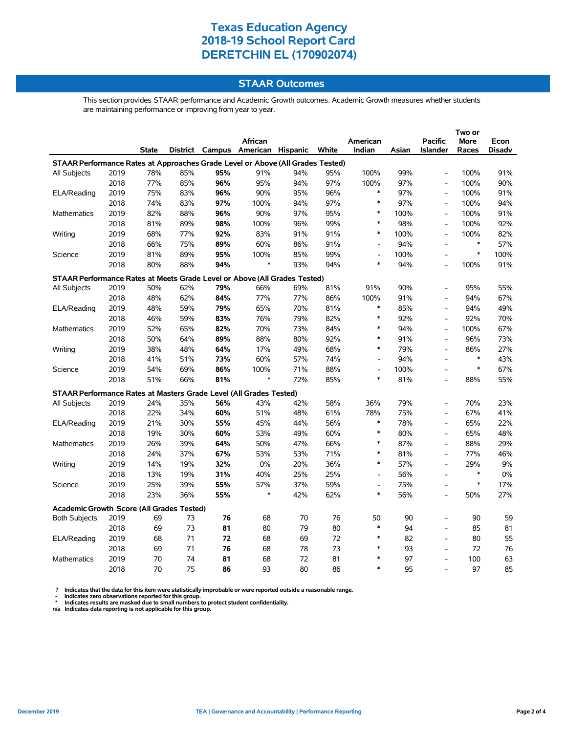# Texas Education Agency
# 2018-19 School Report Card
# DERETCHIN EL (170902074)

## STAAR Outcomes

This section provides STAAR performance and Academic Growth outcomes. Academic Growth measures whether students are maintaining performance or improving from year to year.

| | | State | District | Campus | African American | Hispanic | White | American Indian | Asian | Pacific Islander | Two or More Races | Econ Disadv |
|---|---|---|---|---|---|---|---|---|---|---|---|---|
| **STAAR Performance Rates at Approaches Grade Level or Above (All Grades Tested)** | | | | | | | | | | | | |
| All Subjects | 2019 | 78% | 85% | **95%** | 91% | 94% | 95% | 100% | 99% | - | 100% | 91% |
| | 2018 | 77% | 85% | **96%** | 95% | 94% | 97% | 100% | 97% | - | 100% | 90% |
| ELA/Reading | 2019 | 75% | 83% | **96%** | 90% | 95% | 96% | * | 97% | - | 100% | 91% |
| | 2018 | 74% | 83% | **97%** | 100% | 94% | 97% | * | 97% | - | 100% | 94% |
| Mathematics | 2019 | 82% | 88% | **96%** | 90% | 97% | 95% | * | 100% | - | 100% | 91% |
| | 2018 | 81% | 89% | **98%** | 100% | 96% | 99% | * | 98% | - | 100% | 92% |
| Writing | 2019 | 68% | 77% | **92%** | 83% | 91% | 91% | * | 100% | - | 100% | 82% |
| | 2018 | 66% | 75% | **89%** | 60% | 86% | 91% | - | 94% | - | * | 57% |
| Science | 2019 | 81% | 89% | **95%** | 100% | 85% | 99% | - | 100% | - | * | 100% |
| | 2018 | 80% | 88% | **94%** | * | 93% | 94% | * | 94% | - | 100% | 91% |
| **STAAR Performance Rates at Meets Grade Level or Above (All Grades Tested)** | | | | | | | | | | | | |
| All Subjects | 2019 | 50% | 62% | **79%** | 66% | 69% | 81% | 91% | 90% | - | 95% | 55% |
| | 2018 | 48% | 62% | **84%** | 77% | 77% | 86% | 100% | 91% | - | 94% | 67% |
| ELA/Reading | 2019 | 48% | 59% | **79%** | 65% | 70% | 81% | * | 85% | - | 94% | 49% |
| | 2018 | 46% | 59% | **83%** | 76% | 79% | 82% | * | 92% | - | 92% | 70% |
| Mathematics | 2019 | 52% | 65% | **82%** | 70% | 73% | 84% | * | 94% | - | 100% | 67% |
| | 2018 | 50% | 64% | **89%** | 88% | 80% | 92% | * | 91% | - | 96% | 73% |
| Writing | 2019 | 38% | 48% | **64%** | 17% | 49% | 68% | * | 79% | - | 86% | 27% |
| | 2018 | 41% | 51% | **73%** | 60% | 57% | 74% | - | 94% | - | * | 43% |
| Science | 2019 | 54% | 69% | **86%** | 100% | 71% | 88% | - | 100% | - | * | 67% |
| | 2018 | 51% | 66% | **81%** | * | 72% | 85% | * | 81% | - | 88% | 55% |
| **STAAR Performance Rates at Masters Grade Level (All Grades Tested)** | | | | | | | | | | | | |
| All Subjects | 2019 | 24% | 35% | **56%** | 43% | 42% | 58% | 36% | 79% | - | 70% | 23% |
| | 2018 | 22% | 34% | **60%** | 51% | 48% | 61% | 78% | 75% | - | 67% | 41% |
| ELA/Reading | 2019 | 21% | 30% | **55%** | 45% | 44% | 56% | * | 78% | - | 65% | 22% |
| | 2018 | 19% | 30% | **60%** | 53% | 49% | 60% | * | 80% | - | 65% | 48% |
| Mathematics | 2019 | 26% | 39% | **64%** | 50% | 47% | 66% | * | 87% | - | 88% | 29% |
| | 2018 | 24% | 37% | **67%** | 53% | 53% | 71% | * | 81% | - | 77% | 46% |
| Writing | 2019 | 14% | 19% | **32%** | 0% | 20% | 36% | * | 57% | - | 29% | 9% |
| | 2018 | 13% | 19% | **31%** | 40% | 25% | 25% | - | 56% | - | * | 0% |
| Science | 2019 | 25% | 39% | **55%** | 57% | 37% | 59% | - | 75% | - | * | 17% |
| | 2018 | 23% | 36% | **55%** | * | 42% | 62% | * | 56% | - | 50% | 27% |
| **Academic Growth Score (All Grades Tested)** | | | | | | | | | | | | |
| Both Subjects | 2019 | 69 | 73 | **76** | 68 | 70 | 76 | 50 | 90 | - | 90 | 59 |
| | 2018 | 69 | 73 | **81** | 80 | 79 | 80 | * | 94 | - | 85 | 81 |
| ELA/Reading | 2019 | 68 | 71 | **72** | 68 | 69 | 72 | * | 82 | - | 80 | 55 |
| | 2018 | 69 | 71 | **76** | 68 | 78 | 73 | * | 93 | - | 72 | 76 |
| Mathematics | 2019 | 70 | 74 | **81** | 68 | 72 | 81 | * | 97 | - | 100 | 63 |
| | 2018 | 70 | 75 | **86** | 93 | 80 | 86 | * | 95 | - | 97 | 85 |

**?** Indicates that the data for this item were statistically improbable or were reported outside a reasonable range.
**-** Indicates zero observations reported for this group.
**\*** Indicates results are masked due to small numbers to protect student confidentiality.
**n/a** Indicates data reporting is not applicable for this group.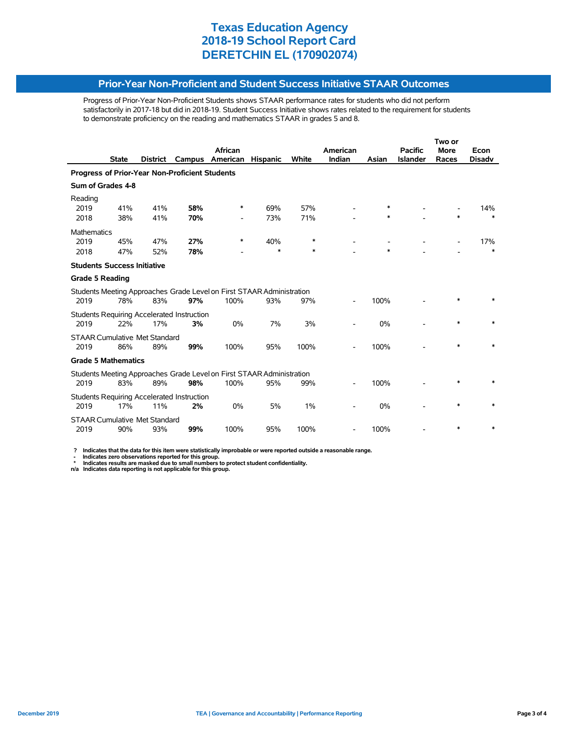# Texas Education Agency
# 2018-19 School Report Card
# DERETCHIN EL (170902074)

## Prior-Year Non-Proficient and Student Success Initiative STAAR Outcomes

Progress of Prior-Year Non-Proficient Students shows STAAR performance rates for students who did not perform satisfactorily in 2017-18 but did in 2018-19. Student Success Initiative shows rates related to the requirement for students to demonstrate proficiency on the reading and mathematics STAAR in grades 5 and 8.

| | State | District | Campus | African American | Hispanic | White | American Indian | Asian | Pacific Islander | Two or More Races | Econ Disadv |
|---|---|---|---|---|---|---|---|---|---|---|---|
| **Progress of Prior-Year Non-Proficient Students** | | | | | | | | | | | |
| **Sum of Grades 4-8** | | | | | | | | | | | |
| Reading | | | | | | | | | | | |
| 2019 | 41% | 41% | **58%** | * | 69% | 57% | - | * | - | - | 14% |
| 2018 | 38% | 41% | **70%** | - | 73% | 71% | - | * | - | * | * |
| Mathematics | | | | | | | | | | | |
| 2019 | 45% | 47% | **27%** | * | 40% | * | - | - | - | - | 17% |
| 2018 | 47% | 52% | **78%** | - | * | * | - | * | - | - | * |
| **Students Success Initiative** | | | | | | | | | | | |
| **Grade 5 Reading** | | | | | | | | | | | |
| Students Meeting Approaches Grade Level on First STAAR Administration | | | | | | | | | | | |
| 2019 | 78% | 83% | **97%** | 100% | 93% | 97% | - | 100% | - | * | * |
| Students Requiring Accelerated Instruction | | | | | | | | | | | |
| 2019 | 22% | 17% | **3%** | 0% | 7% | 3% | - | 0% | - | * | * |
| STAAR Cumulative Met Standard | | | | | | | | | | | |
| 2019 | 86% | 89% | **99%** | 100% | 95% | 100% | - | 100% | - | * | * |
| **Grade 5 Mathematics** | | | | | | | | | | | |
| Students Meeting Approaches Grade Level on First STAAR Administration | | | | | | | | | | | |
| 2019 | 83% | 89% | **98%** | 100% | 95% | 99% | - | 100% | - | * | * |
| Students Requiring Accelerated Instruction | | | | | | | | | | | |
| 2019 | 17% | 11% | **2%** | 0% | 5% | 1% | - | 0% | - | * | * |
| STAAR Cumulative Met Standard | | | | | | | | | | | |
| 2019 | 90% | 93% | **99%** | 100% | 95% | 100% | - | 100% | - | * | * |

**?** Indicates that the data for this item were statistically improbable or were reported outside a reasonable range.
**-** Indicates zero observations reported for this group.
**\*** Indicates results are masked due to small numbers to protect student confidentiality.
**n/a** Indicates data reporting is not applicable for this group.